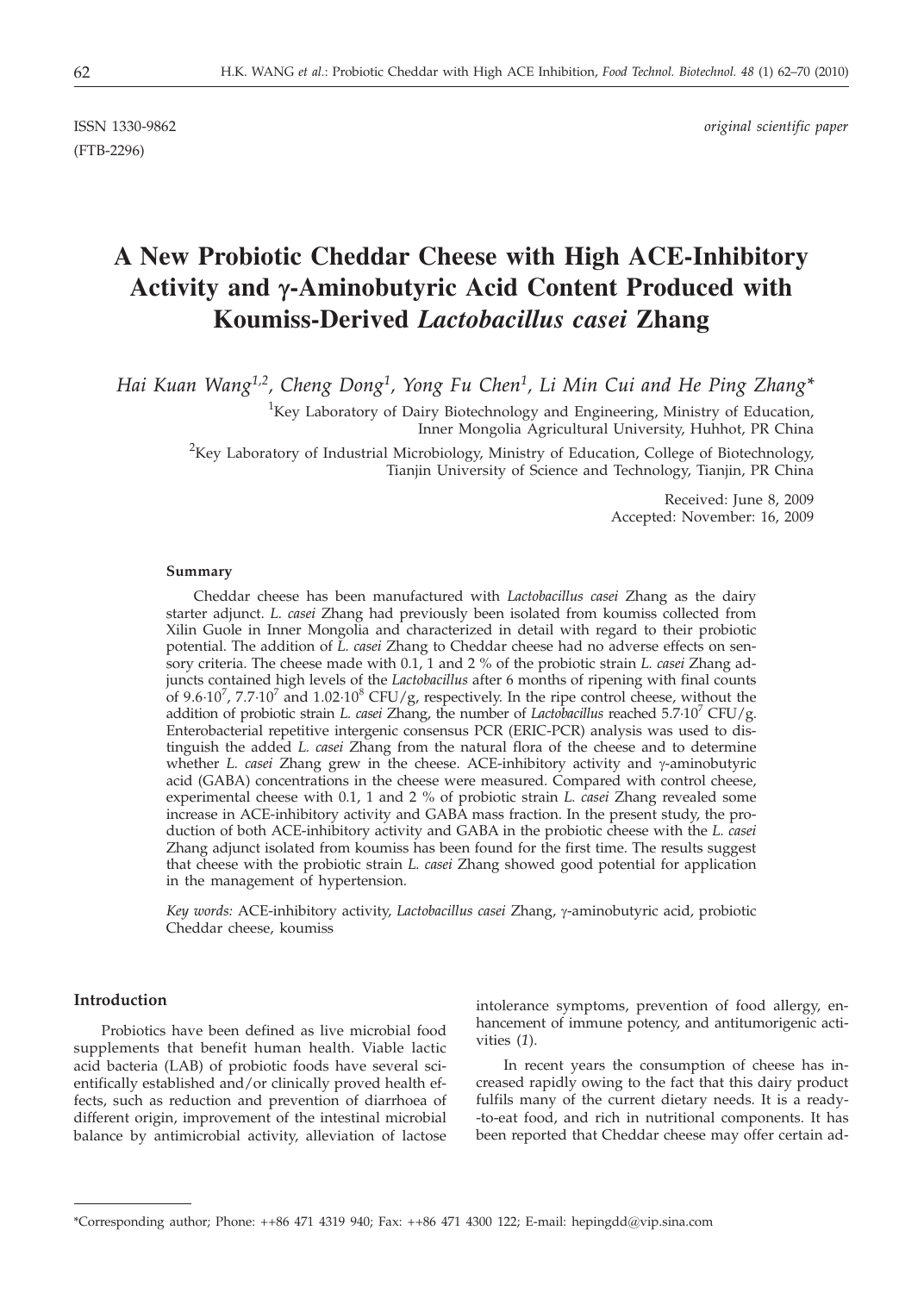ISSN 1330-9862 *original scientific paper*

(FTB-2296)

# A New Probiotic Cheddar Cheese with High ACE-Inhibitory Activity and γ-Aminobutyric Acid Content Produced with Koumiss-Derived *Lactobacillus casei* Zhang

*Hai Kuan Wang[1,2], Cheng Dong[1], Yong Fu Chen[1], Li Min Cui and He Ping Zhang\**

[1]Key Laboratory of Dairy Biotechnology and Engineering, Ministry of Education, Inner Mongolia Agricultural University, Huhhot, PR China

[2]Key Laboratory of Industrial Microbiology, Ministry of Education, College of Biotechnology, Tianjin University of Science and Technology, Tianjin, PR China

Received: June 8, 2009
Accepted: November: 16, 2009

### Summary

Cheddar cheese has been manufactured with *Lactobacillus casei* Zhang as the dairy starter adjunct. *L. casei* Zhang had previously been isolated from koumiss collected from Xilin Guole in Inner Mongolia and characterized in detail with regard to their probiotic potential. The addition of *L. casei* Zhang to Cheddar cheese had no adverse effects on sensory criteria. The cheese made with 0.1, 1 and 2 % of the probiotic strain *L. casei* Zhang adjuncts contained high levels of the *Lactobacillus* after 6 months of ripening with final counts of $9.6\cdot10^7$, $7.7\cdot10^7$ and $1.02\cdot10^8$ CFU/g, respectively. In the ripe control cheese, without the addition of probiotic strain *L. casei* Zhang, the number of *Lactobacillus* reached $5.7\cdot10^7$ CFU/g. Enterobacterial repetitive intergenic consensus PCR (ERIC-PCR) analysis was used to distinguish the added *L. casei* Zhang from the natural flora of the cheese and to determine whether *L. casei* Zhang grew in the cheese. ACE-inhibitory activity and γ-aminobutyric acid (GABA) concentrations in the cheese were measured. Compared with control cheese, experimental cheese with 0.1, 1 and 2 % of probiotic strain *L. casei* Zhang revealed some increase in ACE-inhibitory activity and GABA mass fraction. In the present study, the production of both ACE-inhibitory activity and GABA in the probiotic cheese with the *L. casei* Zhang adjunct isolated from koumiss has been found for the first time. The results suggest that cheese with the probiotic strain *L. casei* Zhang showed good potential for application in the management of hypertension.

*Key words:* ACE-inhibitory activity, *Lactobacillus casei* Zhang, γ-aminobutyric acid, probiotic Cheddar cheese, koumiss

### Introduction

Probiotics have been defined as live microbial food supplements that benefit human health. Viable lactic acid bacteria (LAB) of probiotic foods have several scientifically established and/or clinically proved health effects, such as reduction and prevention of diarrhoea of different origin, improvement of the intestinal microbial balance by antimicrobial activity, alleviation of lactose intolerance symptoms, prevention of food allergy, enhancement of immune potency, and antitumorigenic activities (*1*).

In recent years the consumption of cheese has increased rapidly owing to the fact that this dairy product fulfils many of the current dietary needs. It is a ready-to-eat food, and rich in nutritional components. It has been reported that Cheddar cheese may offer certain ad-

\*Corresponding author; Phone: ++86 471 4319 940; Fax: ++86 471 4300 122; E-mail: hepingdd@vip.sina.com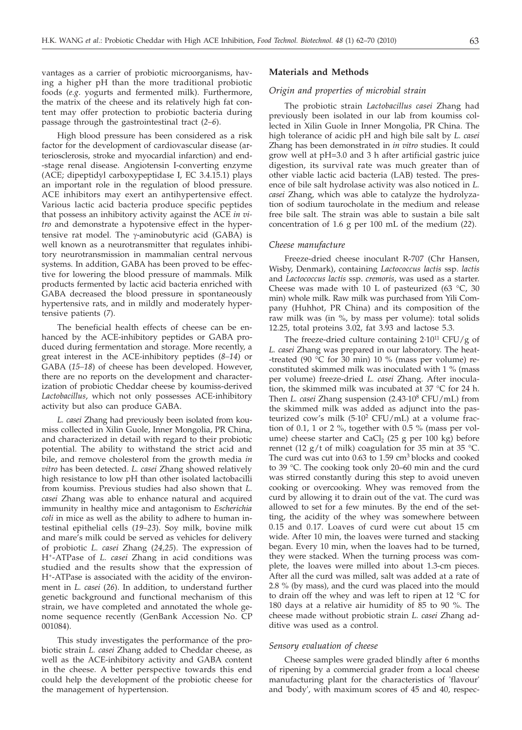vantages as a carrier of probiotic microorganisms, having a higher pH than the more traditional probiotic foods (*e.g.* yogurts and fermented milk). Furthermore, the matrix of the cheese and its relatively high fat content may offer protection to probiotic bacteria during passage through the gastrointestinal tract (*2–6*).

High blood pressure has been considered as a risk factor for the development of cardiovascular disease (arteriosclerosis, stroke and myocardial infarction) and end-stage renal disease. Angiotensin I-converting enzyme (ACE; dipeptidyl carboxypeptidase I, EC 3.4.15.1) plays an important role in the regulation of blood pressure. ACE inhibitors may exert an antihypertensive effect. Various lactic acid bacteria produce specific peptides that possess an inhibitory activity against the ACE *in vitro* and demonstrate a hypotensive effect in the hypertensive rat model. The $\gamma$-aminobutyric acid (GABA) is well known as a neurotransmitter that regulates inhibitory neurotransmission in mammalian central nervous systems. In addition, GABA has been proved to be effective for lowering the blood pressure of mammals. Milk products fermented by lactic acid bacteria enriched with GABA decreased the blood pressure in spontaneously hypertensive rats, and in mildly and moderately hypertensive patients (*7*).

The beneficial health effects of cheese can be enhanced by the ACE-inhibitory peptides or GABA produced during fermentation and storage. More recently, a great interest in the ACE-inhibitory peptides (*8–14*) or GABA (*15–18*) of cheese has been developed. However, there are no reports on the development and characterization of probiotic Cheddar cheese by koumiss-derived *Lactobacillus*, which not only possesses ACE-inhibitory activity but also can produce GABA.

*L. casei* Zhang had previously been isolated from koumiss collected in Xilin Guole, Inner Mongolia, PR China, and characterized in detail with regard to their probiotic potential. The ability to withstand the strict acid and bile, and remove cholesterol from the growth media *in vitro* has been detected. *L. casei* Zhang showed relatively high resistance to low pH than other isolated lactobacilli from koumiss. Previous studies had also shown that *L. casei* Zhang was able to enhance natural and acquired immunity in healthy mice and antagonism to *Escherichia coli* in mice as well as the ability to adhere to human intestinal epithelial cells (*19–23*). Soy milk, bovine milk and mare's milk could be served as vehicles for delivery of probiotic *L. casei* Zhang (*24,25*). The expression of $H^+$-ATPase of *L. casei* Zhang in acid conditions was studied and the results show that the expression of $H^+$-ATPase is associated with the acidity of the environment in *L. casei* (*26*). In addition, to understand further genetic background and functional mechanism of this strain, we have completed and annotated the whole genome sequence recently (GenBank Accession No. CP 001084).

This study investigates the performance of the probiotic strain *L. casei* Zhang added to Cheddar cheese, as well as the ACE-inhibitory activity and GABA content in the cheese. A better perspective towards this end could help the development of the probiotic cheese for the management of hypertension.

## Materials and Methods

### *Origin and properties of microbial strain*

The probiotic strain *Lactobacillus casei* Zhang had previously been isolated in our lab from koumiss collected in Xilin Guole in Inner Mongolia, PR China. The high tolerance of acidic pH and high bile salt by *L. casei* Zhang has been demonstrated in *in vitro* studies. It could grow well at pH=3.0 and 3 h after artificial gastric juice digestion, its survival rate was much greater than of other viable lactic acid bacteria (LAB) tested. The presence of bile salt hydrolase activity was also noticed in *L. casei* Zhang, which was able to catalyze the hydrolyzation of sodium taurocholate in the medium and release free bile salt. The strain was able to sustain a bile salt concentration of 1.6 g per 100 mL of the medium (*22*).

### *Cheese manufacture*

Freeze-dried cheese inoculant R-707 (Chr Hansen, Wisby, Denmark), containing *Lactococcus lactis* ssp. *lactis* and *Lactococcus lactis* ssp. *cremoris*, was used as a starter. Cheese was made with 10 L of pasteurized (63 °C, 30 min) whole milk. Raw milk was purchased from Yili Company (Huhhot, PR China) and its composition of the raw milk was (in %, by mass per volume): total solids 12.25, total proteins 3.02, fat 3.93 and lactose 5.3.

The freeze-dried culture containing $2\cdot10^{11}$ CFU/g of *L. casei* Zhang was prepared in our laboratory. The heat-treated (90 °C for 30 min) 10 % (mass per volume) reconstituted skimmed milk was inoculated with 1 % (mass per volume) freeze-dried *L. casei* Zhang. After inoculation, the skimmed milk was incubated at 37 °C for 24 h. Then *L. casei* Zhang suspension ($2.43\cdot10^{8}$ CFU/mL) from the skimmed milk was added as adjunct into the pasteurized cow's milk ($5\cdot10^{2}$ CFU/mL) at a volume fraction of 0.1, 1 or 2 %, together with 0.5 % (mass per volume) cheese starter and $CaCl_2$ (25 g per 100 kg) before rennet (12 g/t of milk) coagulation for 35 min at 35 °C. The curd was cut into 0.63 to 1.59 $cm^3$ blocks and cooked to 39 °C. The cooking took only 20–60 min and the curd was stirred constantly during this step to avoid uneven cooking or overcooking. Whey was removed from the curd by allowing it to drain out of the vat. The curd was allowed to set for a few minutes. By the end of the setting, the acidity of the whey was somewhere between 0.15 and 0.17. Loaves of curd were cut about 15 cm wide. After 10 min, the loaves were turned and stacking began. Every 10 min, when the loaves had to be turned, they were stacked. When the turning process was complete, the loaves were milled into about 1.3-cm pieces. After all the curd was milled, salt was added at a rate of 2.8 % (by mass), and the curd was placed into the mould to drain off the whey and was left to ripen at 12 °C for 180 days at a relative air humidity of 85 to 90 %. The cheese made without probiotic strain *L. casei* Zhang additive was used as a control.

### *Sensory evaluation of cheese*

Cheese samples were graded blindly after 6 months of ripening by a commercial grader from a local cheese manufacturing plant for the characteristics of 'flavour' and 'body', with maximum scores of 45 and 40, respec-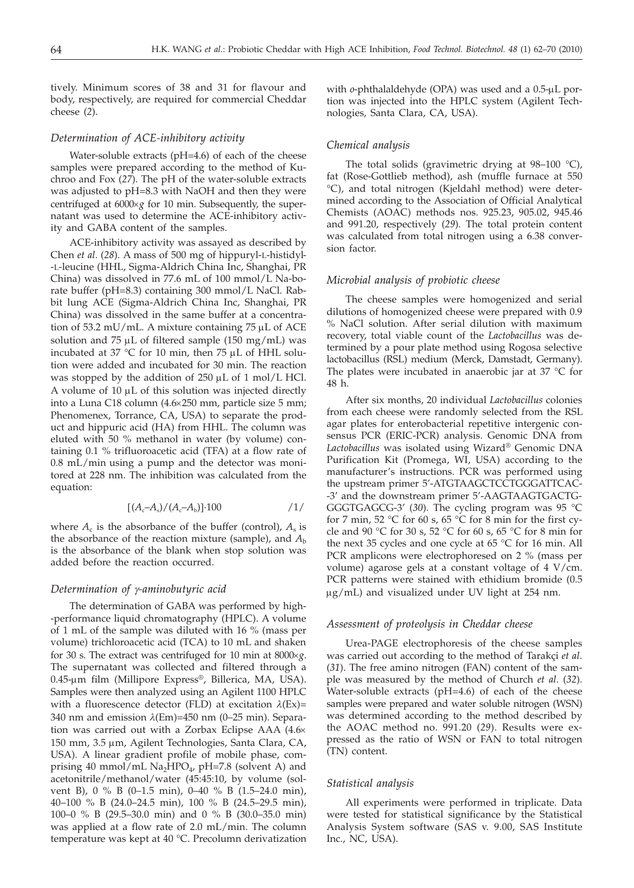tively. Minimum scores of 38 and 31 for flavour and body, respectively, are required for commercial Cheddar cheese (*2*).

### *Determination of ACE-inhibitory activity*

Water-soluble extracts (pH=4.6) of each of the cheese samples were prepared according to the method of Kuchroo and Fox (*27*). The pH of the water-soluble extracts was adjusted to pH=8.3 with NaOH and then they were centrifuged at 6000×*g* for 10 min. Subsequently, the supernatant was used to determine the ACE-inhibitory activity and GABA content of the samples.

ACE-inhibitory activity was assayed as described by Chen *et al*. (*28*). A mass of 500 mg of hippuryl-L-histidyl-L-leucine (HHL, Sigma-Aldrich China Inc, Shanghai, PR China) was dissolved in 77.6 mL of 100 mmol/L Na-borate buffer (pH=8.3) containing 300 mmol/L NaCl. Rabbit lung ACE (Sigma-Aldrich China Inc, Shanghai, PR China) was dissolved in the same buffer at a concentration of 53.2 mU/mL. A mixture containing 75 µL of ACE solution and 75 µL of filtered sample (150 mg/mL) was incubated at 37 °C for 10 min, then 75 µL of HHL solution were added and incubated for 30 min. The reaction was stopped by the addition of 250 µL of 1 mol/L HCl. A volume of 10 µL of this solution was injected directly into a Luna C18 column (4.6×250 mm, particle size 5 mm; Phenomenex, Torrance, CA, USA) to separate the product and hippuric acid (HA) from HHL. The column was eluted with 50 % methanol in water (by volume) containing 0.1 % trifluoroacetic acid (TFA) at a flow rate of 0.8 mL/min using a pump and the detector was monitored at 228 nm. The inhibition was calculated from the equation:

$$[(A_c-A_s)/(A_c-A_b)]\cdot 100 \qquad /1/$$

where $A_c$ is the absorbance of the buffer (control), $A_s$ is the absorbance of the reaction mixture (sample), and $A_b$ is the absorbance of the blank when stop solution was added before the reaction occurred.

### *Determination of γ-aminobutyric acid*

The determination of GABA was performed by high-performance liquid chromatography (HPLC). A volume of 1 mL of the sample was diluted with 16 % (mass per volume) trichloroacetic acid (TCA) to 10 mL and shaken for 30 s. The extract was centrifuged for 10 min at 8000×*g*. The supernatant was collected and filtered through a 0.45-µm film (Millipore Express®, Billerica, MA, USA). Samples were then analyzed using an Agilent 1100 HPLC with a fluorescence detector (FLD) at excitation $\lambda$(Ex)=340 nm and emission $\lambda$(Em)=450 nm (0–25 min). Separation was carried out with a Zorbax Eclipse AAA (4.6×150 mm, 3.5 µm, Agilent Technologies, Santa Clara, CA, USA). A linear gradient profile of mobile phase, comprising 40 mmol/mL $Na_2HPO_4$, pH=7.8 (solvent A) and acetonitrile/methanol/water (45:45:10, by volume (solvent B), 0 % B (0–1.5 min), 0–40 % B (1.5–24.0 min), 40–100 % B (24.0–24.5 min), 100 % B (24.5–29.5 min), 100–0 % B (29.5–30.0 min) and 0 % B (30.0–35.0 min) was applied at a flow rate of 2.0 mL/min. The column temperature was kept at 40 °C. Precolumn derivatization with *o*-phthalaldehyde (OPA) was used and a 0.5-µL portion was injected into the HPLC system (Agilent Technologies, Santa Clara, CA, USA).

### *Chemical analysis*

The total solids (gravimetric drying at 98–100 °C), fat (Rose-Gottlieb method), ash (muffle furnace at 550 °C), and total nitrogen (Kjeldahl method) were determined according to the Association of Official Analytical Chemists (AOAC) methods nos. 925.23, 905.02, 945.46 and 991.20, respectively (*29*). The total protein content was calculated from total nitrogen using a 6.38 conversion factor.

### *Microbial analysis of probiotic cheese*

The cheese samples were homogenized and serial dilutions of homogenized cheese were prepared with 0.9 % NaCl solution. After serial dilution with maximum recovery, total viable count of the *Lactobacillus* was determined by a pour plate method using Rogosa selective lactobacillus (RSL) medium (Merck, Damstadt, Germany). The plates were incubated in anaerobic jar at 37 °C for 48 h.

After six months, 20 individual *Lactobacillus* colonies from each cheese were randomly selected from the RSL agar plates for enterobacterial repetitive intergenic consensus PCR (ERIC-PCR) analysis. Genomic DNA from *Lactobacillus* was isolated using Wizard® Genomic DNA Purification Kit (Promega, WI, USA) according to the manufacturer's instructions. PCR was performed using the upstream primer 5'-ATGTAAGCTCCTGGGGATTCAC-3' and the downstream primer 5'-AAGTAAGTGACTGGGGTGAGCG-3' (*30*). The cycling program was 95 °C for 7 min, 52 °C for 60 s, 65 °C for 8 min for the first cycle and 90 °C for 30 s, 52 °C for 60 s, 65 °C for 8 min for the next 35 cycles and one cycle at 65 °C for 16 min. All PCR amplicons were electrophoresed on 2 % (mass per volume) agarose gels at a constant voltage of 4 V/cm. PCR patterns were stained with ethidium bromide (0.5 µg/mL) and visualized under UV light at 254 nm.

### *Assessment of proteolysis in Cheddar cheese*

Urea-PAGE electrophoresis of the cheese samples was carried out according to the method of Tarakçi *et al*. (*31*). The free amino nitrogen (FAN) content of the sample was measured by the method of Church *et al*. (*32*). Water-soluble extracts (pH=4.6) of each of the cheese samples were prepared and water soluble nitrogen (WSN) was determined according to the method described by the AOAC method no. 991.20 (*29*). Results were expressed as the ratio of WSN or FAN to total nitrogen (TN) content.

### *Statistical analysis*

All experiments were performed in triplicate. Data were tested for statistical significance by the Statistical Analysis System software (SAS v. 9.00, SAS Institute Inc., NC, USA).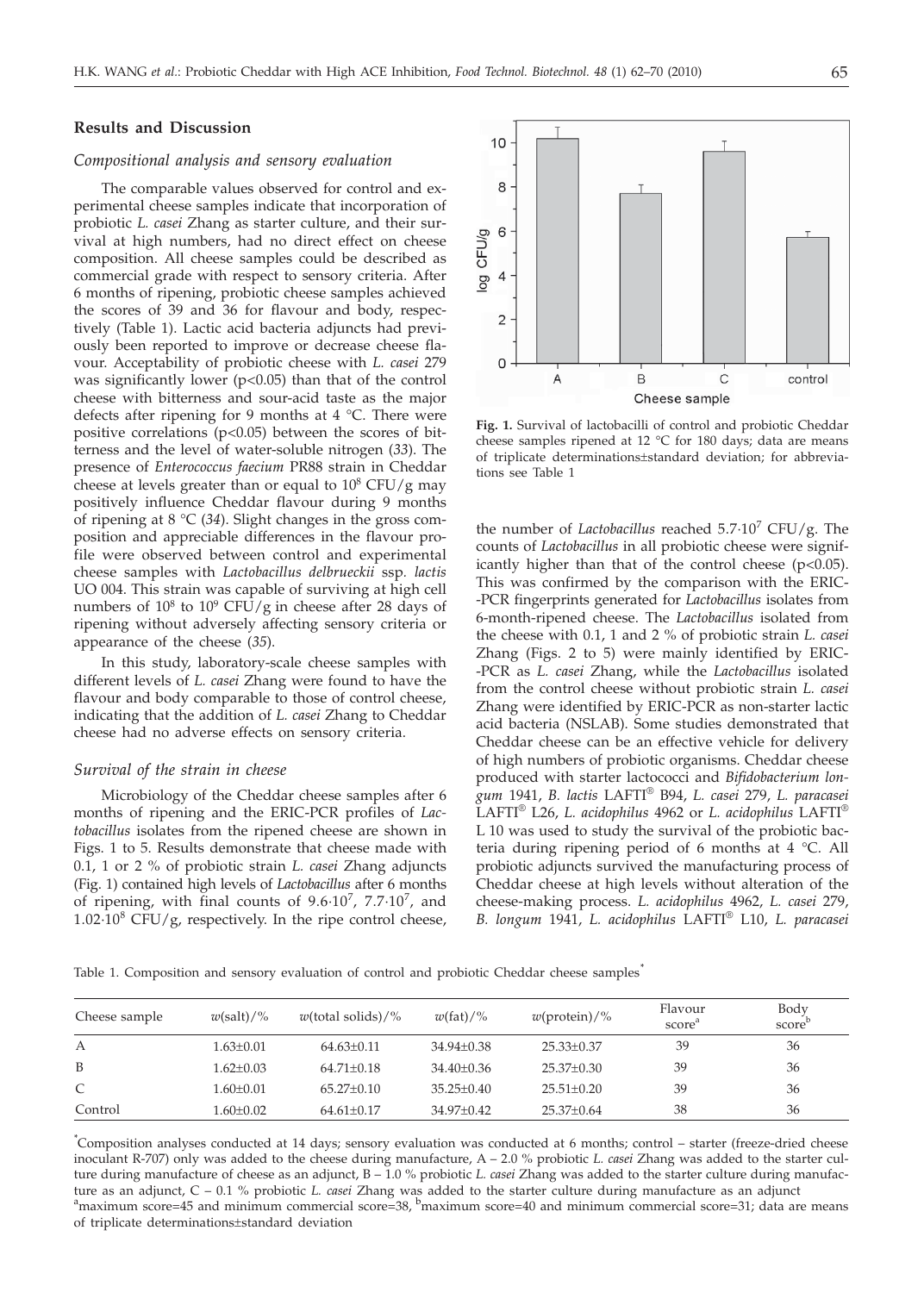## Results and Discussion

### Compositional analysis and sensory evaluation

The comparable values observed for control and experimental cheese samples indicate that incorporation of probiotic *L. casei* Zhang as starter culture, and their survival at high numbers, had no direct effect on cheese composition. All cheese samples could be described as commercial grade with respect to sensory criteria. After 6 months of ripening, probiotic cheese samples achieved the scores of 39 and 36 for flavour and body, respectively (Table 1). Lactic acid bacteria adjuncts had previously been reported to improve or decrease cheese flavour. Acceptability of probiotic cheese with *L. casei* 279 was significantly lower ($p<0.05$) than that of the control cheese with bitterness and sour-acid taste as the major defects after ripening for 9 months at 4 °C. There were positive correlations ($p<0.05$) between the scores of bitterness and the level of water-soluble nitrogen (*33*). The presence of *Enterococcus faecium* PR88 strain in Cheddar cheese at levels greater than or equal to $10^8$ CFU/g may positively influence Cheddar flavour during 9 months of ripening at 8 °C (*34*). Slight changes in the gross composition and appreciable differences in the flavour profile were observed between control and experimental cheese samples with *Lactobacillus delbrueckii* ssp. *lactis* UO 004. This strain was capable of surviving at high cell numbers of $10^8$ to $10^9$ CFU/g in cheese after 28 days of ripening without adversely affecting sensory criteria or appearance of the cheese (*35*).

In this study, laboratory-scale cheese samples with different levels of *L. casei* Zhang were found to have the flavour and body comparable to those of control cheese, indicating that the addition of *L. casei* Zhang to Cheddar cheese had no adverse effects on sensory criteria.

### Survival of the strain in cheese

Microbiology of the Cheddar cheese samples after 6 months of ripening and the ERIC-PCR profiles of *Lactobacillus* isolates from the ripened cheese are shown in Figs. 1 to 5. Results demonstrate that cheese made with 0.1, 1 or 2 % of probiotic strain *L. casei* Zhang adjuncts (Fig. 1) contained high levels of *Lactobacillus* after 6 months of ripening, with final counts of $9.6\cdot10^7$, $7.7\cdot10^7$, and $1.02\cdot10^8$ CFU/g, respectively. In the ripe control cheese, the number of *Lactobacillus* reached $5.7\cdot10^7$ CFU/g. The counts of *Lactobacillus* in all probiotic cheese were significantly higher than that of the control cheese ($p<0.05$). This was confirmed by the comparison with the ERIC-PCR fingerprints generated for *Lactobacillus* isolates from 6-month-ripened cheese. The *Lactobacillus* isolated from the cheese with 0.1, 1 and 2 % of probiotic strain *L. casei* Zhang (Figs. 2 to 5) were mainly identified by ERIC-PCR as *L. casei* Zhang, while the *Lactobacillus* isolated from the control cheese without probiotic strain *L. casei* Zhang were identified by ERIC-PCR as non-starter lactic acid bacteria (NSLAB). Some studies demonstrated that Cheddar cheese can be an effective vehicle for delivery of high numbers of probiotic organisms. Cheddar cheese produced with starter lactococci and *Bifidobacterium longum* 1941, *B. lactis* LAFTI® B94, *L. casei* 279, *L. paracasei* LAFTI® L26, *L. acidophilus* 4962 or *L. acidophilus* LAFTI® L 10 was used to study the survival of the probiotic bacteria during ripening period of 6 months at 4 °C. All probiotic adjuncts survived the manufacturing process of Cheddar cheese at high levels without alteration of the cheese-making process. *L. acidophilus* 4962, *L. casei* 279, *B. longum* 1941, *L. acidophilus* LAFTI® L10, *L. paracasei*

Fig. 1. Survival of lactobacilli of control and probiotic Cheddar cheese samples ripened at 12 °C for 180 days; data are means of triplicate determinations±standard deviation; for abbreviations see Table 1

Table 1. Composition and sensory evaluation of control and probiotic Cheddar cheese samples*

| Cheese sample | $w$(salt)/% | $w$(total solids)/% | $w$(fat)/% | $w$(protein)/% | Flavour score[a] | Body score[b] |
|---|---|---|---|---|---|---|
| A | 1.63±0.01 | 64.63±0.11 | 34.94±0.38 | 25.33±0.37 | 39 | 36 |
| B | 1.62±0.03 | 64.71±0.18 | 34.40±0.36 | 25.37±0.30 | 39 | 36 |
| C | 1.60±0.01 | 65.27±0.10 | 35.25±0.40 | 25.51±0.20 | 39 | 36 |
| Control | 1.60±0.02 | 64.61±0.17 | 34.97±0.42 | 25.37±0.64 | 38 | 36 |

*Composition analyses conducted at 14 days; sensory evaluation was conducted at 6 months; control – starter (freeze-dried cheese inoculant R-707) only was added to the cheese during manufacture, A – 2.0 % probiotic *L. casei* Zhang was added to the starter culture during manufacture of cheese as an adjunct, B – 1.0 % probiotic *L. casei* Zhang was added to the starter culture during manufacture as an adjunct, C – 0.1 % probiotic *L. casei* Zhang was added to the starter culture during manufacture as an adjunct

[a]maximum score=45 and minimum commercial score=38, [b]maximum score=40 and minimum commercial score=31; data are means of triplicate determinations±standard deviation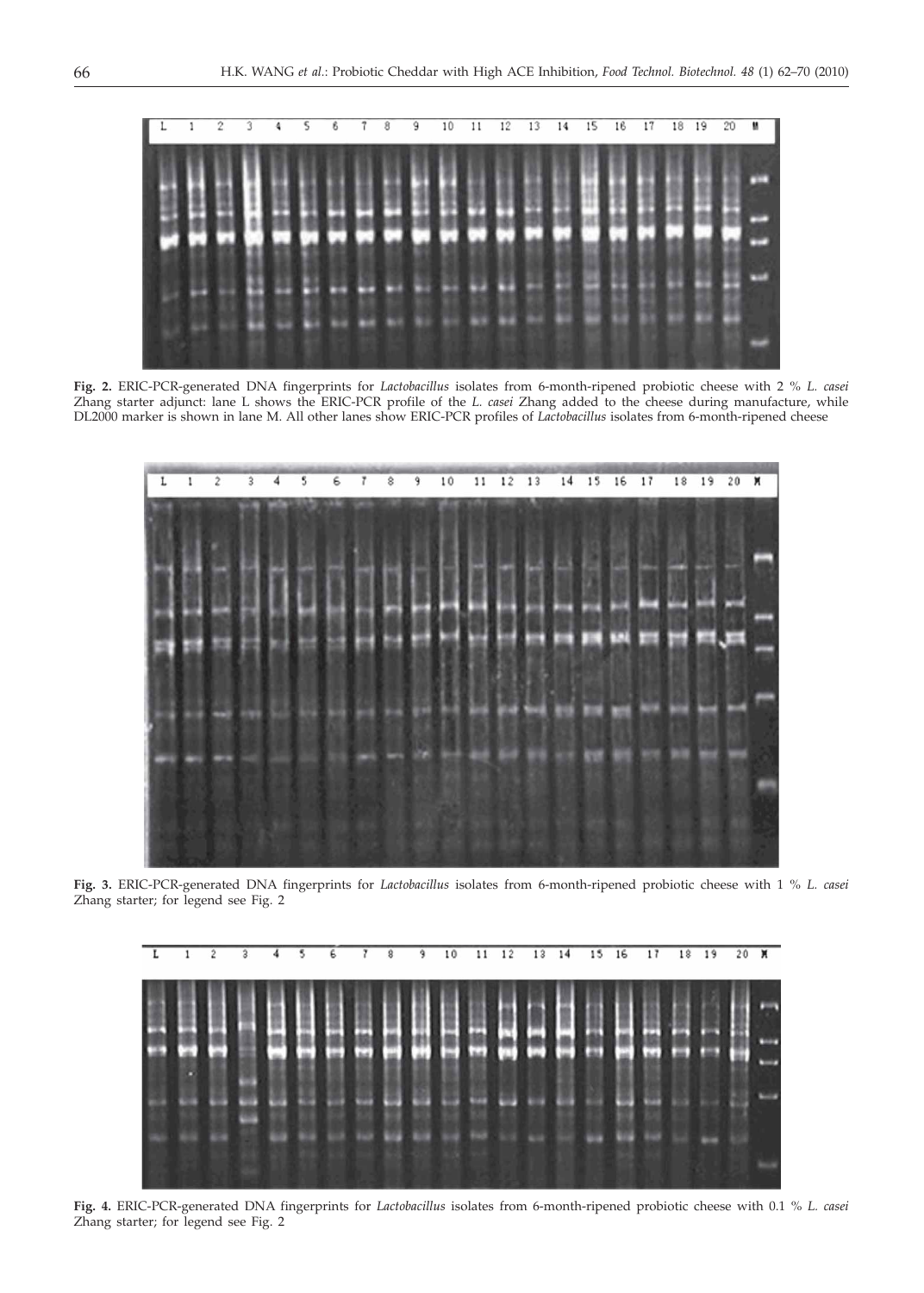**Fig. 2.** ERIC-PCR-generated DNA fingerprints for *Lactobacillus* isolates from 6-month-ripened probiotic cheese with 2 % *L. casei* Zhang starter adjunct: lane L shows the ERIC-PCR profile of the *L. casei* Zhang added to the cheese during manufacture, while DL2000 marker is shown in lane M. All other lanes show ERIC-PCR profiles of *Lactobacillus* isolates from 6-month-ripened cheese

**Fig. 3.** ERIC-PCR-generated DNA fingerprints for *Lactobacillus* isolates from 6-month-ripened probiotic cheese with 1 % *L. casei* Zhang starter; for legend see Fig. 2

**Fig. 4.** ERIC-PCR-generated DNA fingerprints for *Lactobacillus* isolates from 6-month-ripened probiotic cheese with 0.1 % *L. casei* Zhang starter; for legend see Fig. 2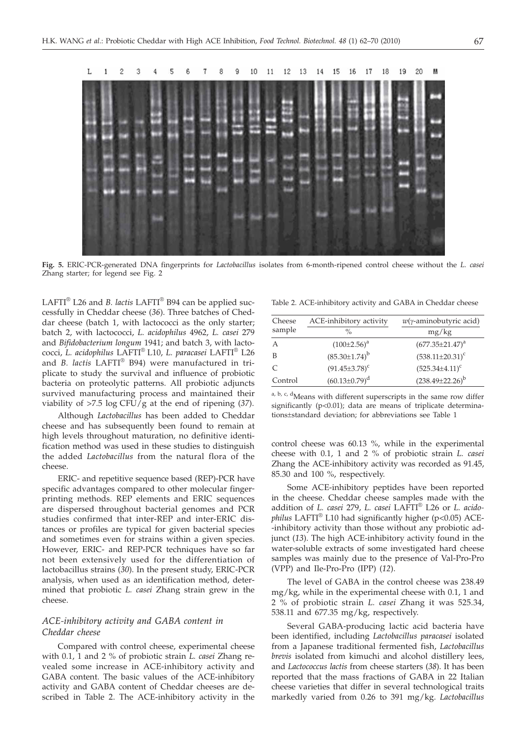**Fig. 5.** ERIC-PCR-generated DNA fingerprints for *Lactobacillus* isolates from 6-month-ripened control cheese without the *L. casei* Zhang starter; for legend see Fig. 2

LAFTI® L26 and *B. lactis* LAFTI® B94 can be applied successfully in Cheddar cheese (*36*). Three batches of Cheddar cheese (batch 1, with lactococci as the only starter; batch 2, with lactococci, *L. acidophilus* 4962, *L. casei* 279 and *Bifidobacterium longum* 1941; and batch 3, with lactococci, *L. acidophilus* LAFTI® L10, *L. paracasei* LAFTI® L26 and *B. lactis* LAFTI® B94) were manufactured in triplicate to study the survival and influence of probiotic bacteria on proteolytic patterns. All probiotic adjuncts survived manufacturing process and maintained their viability of >7.5 log CFU/g at the end of ripening (*37*).

Although *Lactobacillus* has been added to Cheddar cheese and has subsequently been found to remain at high levels throughout maturation, no definitive identification method was used in these studies to distinguish the added *Lactobacillus* from the natural flora of the cheese.

ERIC- and repetitive sequence based (REP)-PCR have specific advantages compared to other molecular fingerprinting methods. REP elements and ERIC sequences are dispersed throughout bacterial genomes and PCR studies confirmed that inter-REP and inter-ERIC distances or profiles are typical for given bacterial species and sometimes even for strains within a given species. However, ERIC- and REP-PCR techniques have so far not been extensively used for the differentiation of lactobacillus strains (*30*). In the present study, ERIC-PCR analysis, when used as an identification method, determined that probiotic *L. casei* Zhang strain grew in the cheese.

### *ACE-inhibitory activity and GABA content in Cheddar cheese*

Compared with control cheese, experimental cheese with 0.1, 1 and 2 % of probiotic strain *L. casei* Zhang revealed some increase in ACE-inhibitory activity and GABA content. The basic values of the ACE-inhibitory activity and GABA content of Cheddar cheeses are described in Table 2. The ACE-inhibitory activity in the control cheese was 60.13 %, while in the experimental cheese with 0.1, 1 and 2 % of probiotic strain *L. casei* Zhang the ACE-inhibitory activity was recorded as 91.45, 85.30 and 100 %, respectively.

Some ACE-inhibitory peptides have been reported in the cheese. Cheddar cheese samples made with the addition of *L. casei* 279, *L. casei* LAFTI® L26 or *L. acidophilus* LAFTI® L10 had significantly higher ($p<0.05$) ACE-inhibitory activity than those without any probiotic adjunct (*13*). The high ACE-inhibitory activity found in the water-soluble extracts of some investigated hard cheese samples was mainly due to the presence of Val-Pro-Pro (VPP) and Ile-Pro-Pro (IPP) (*12*).

The level of GABA in the control cheese was 238.49 mg/kg, while in the experimental cheese with 0.1, 1 and 2 % of probiotic strain *L. casei* Zhang it was 525.34, 538.11 and 677.35 mg/kg, respectively.

Several GABA-producing lactic acid bacteria have been identified, including *Lactobacillus paracasei* isolated from a Japanese traditional fermented fish, *Lactobacillus brevis* isolated from kimuchi and alcohol distillery lees, and *Lactococcus lactis* from cheese starters (*38*). It has been reported that the mass fractions of GABA in 22 Italian cheese varieties that differ in several technological traits markedly varied from 0.26 to 391 mg/kg. *Lactobacillus*

Table 2. ACE-inhibitory activity and GABA in Cheddar cheese

| Cheese sample | ACE-inhibitory activity (%) | $w$($\gamma$-aminobutyric acid) (mg/kg) |
|---|---|---|
| A | $(100\pm2.56)^a$ | $(677.35\pm21.47)^a$ |
| B | $(85.30\pm1.74)^b$ | $(538.11\pm20.31)^c$ |
| C | $(91.45\pm3.78)^c$ | $(525.34\pm4.11)^c$ |
| Control | $(60.13\pm0.79)^d$ | $(238.49\pm22.26)^b$ |

[a, b, c, d]Means with different superscripts in the same row differ significantly ($p<0.01$); data are means of triplicate determinations±standard deviation; for abbreviations see Table 1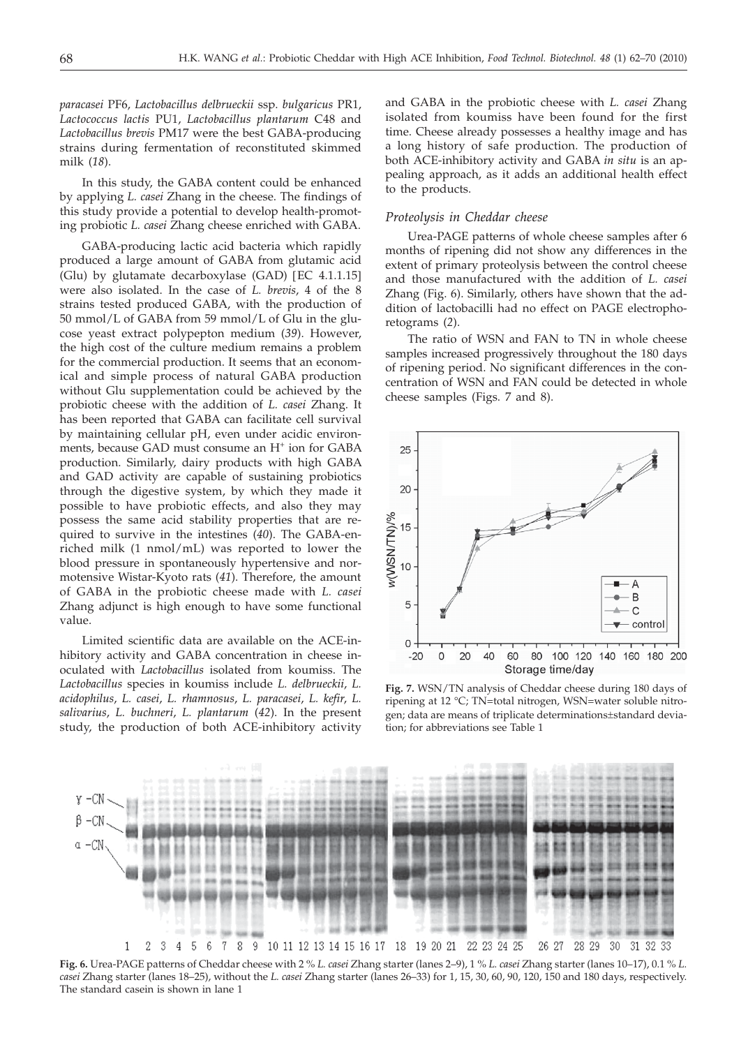*paracasei* PF6, *Lactobacillus delbrueckii* ssp. *bulgaricus* PR1, *Lactococcus lactis* PU1, *Lactobacillus plantarum* C48 and *Lactobacillus brevis* PM17 were the best GABA-producing strains during fermentation of reconstituted skimmed milk (*18*).

In this study, the GABA content could be enhanced by applying *L. casei* Zhang in the cheese. The findings of this study provide a potential to develop health-promoting probiotic *L. casei* Zhang cheese enriched with GABA.

GABA-producing lactic acid bacteria which rapidly produced a large amount of GABA from glutamic acid (Glu) by glutamate decarboxylase (GAD) [EC 4.1.1.15] were also isolated. In the case of *L. brevis*, 4 of the 8 strains tested produced GABA, with the production of 50 mmol/L of GABA from 59 mmol/L of Glu in the glucose yeast extract polypepton medium (*39*). However, the high cost of the culture medium remains a problem for the commercial production. It seems that an economical and simple process of natural GABA production without Glu supplementation could be achieved by the probiotic cheese with the addition of *L. casei* Zhang. It has been reported that GABA can facilitate cell survival by maintaining cellular pH, even under acidic environments, because GAD must consume an $H^+$ ion for GABA production. Similarly, dairy products with high GABA and GAD activity are capable of sustaining probiotics through the digestive system, by which they made it possible to have probiotic effects, and also they may possess the same acid stability properties that are required to survive in the intestines (*40*). The GABA-enriched milk (1 nmol/mL) was reported to lower the blood pressure in spontaneously hypertensive and normotensive Wistar-Kyoto rats (*41*). Therefore, the amount of GABA in the probiotic cheese made with *L. casei* Zhang adjunct is high enough to have some functional value.

Limited scientific data are available on the ACE-inhibitory activity and GABA concentration in cheese inoculated with *Lactobacillus* isolated from koumiss. The *Lactobacillus* species in koumiss include *L. delbrueckii*, *L. acidophilus*, *L. casei*, *L. rhamnosus*, *L. paracasei*, *L. kefir*, *L. salivarius*, *L. buchneri*, *L. plantarum* (*42*). In the present study, the production of both ACE-inhibitory activity and GABA in the probiotic cheese with *L. casei* Zhang isolated from koumiss have been found for the first time. Cheese already possesses a healthy image and has a long history of safe production. The production of both ACE-inhibitory activity and GABA *in situ* is an appealing approach, as it adds an additional health effect to the products.

### *Proteolysis in Cheddar cheese*

Urea-PAGE patterns of whole cheese samples after 6 months of ripening did not show any differences in the extent of primary proteolysis between the control cheese and those manufactured with the addition of *L. casei* Zhang (Fig. 6). Similarly, others have shown that the addition of lactobacilli had no effect on PAGE electrophoretograms (*2*).

The ratio of WSN and FAN to TN in whole cheese samples increased progressively throughout the 180 days of ripening period. No significant differences in the concentration of WSN and FAN could be detected in whole cheese samples (Figs. 7 and 8).

**Fig. 7.** WSN/TN analysis of Cheddar cheese during 180 days of ripening at 12 °C; TN=total nitrogen, WSN=water soluble nitrogen; data are means of triplicate determinations±standard deviation; for abbreviations see Table 1

**Fig. 6.** Urea-PAGE patterns of Cheddar cheese with 2 % *L. casei* Zhang starter (lanes 2–9), 1 % *L. casei* Zhang starter (lanes 10–17), 0.1 % *L. casei* Zhang starter (lanes 18–25), without the *L. casei* Zhang starter (lanes 26–33) for 1, 15, 30, 60, 90, 120, 150 and 180 days, respectively. The standard casein is shown in lane 1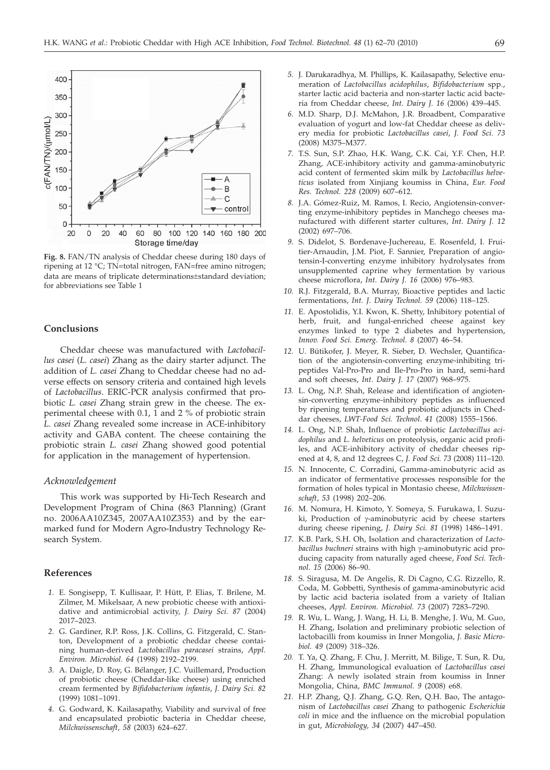**Fig. 8.** FAN/TN analysis of Cheddar cheese during 180 days of ripening at 12 °C; TN=total nitrogen, FAN=free amino nitrogen; data are means of triplicate determinations±standard deviation; for abbreviations see Table 1

## Conclusions

Cheddar cheese was manufactured with *Lactobacillus casei* (*L. casei*) Zhang as the dairy starter adjunct. The addition of *L. casei* Zhang to Cheddar cheese had no adverse effects on sensory criteria and contained high levels of *Lactobacillus*. ERIC-PCR analysis confirmed that probiotic *L. casei* Zhang strain grew in the cheese. The experimental cheese with 0.1, 1 and 2 % of probiotic strain *L. casei* Zhang revealed some increase in ACE-inhibitory activity and GABA content. The cheese containing the probiotic strain *L. casei* Zhang showed good potential for application in the management of hypertension.

### *Acknowledgement*

This work was supported by Hi-Tech Research and Development Program of China (863 Planning) (Grant no. 2006AA10Z345, 2007AA10Z353) and by the earmarked fund for Modern Agro-Industry Technology Research System.

## References

1. E. Songisepp, T. Kullisaar, P. Hütt, P. Elias, T. Brilene, M. Zilmer, M. Mikelsaar, A new probiotic cheese with antioxidative and antimicrobial activity, *J. Dairy Sci. 87* (2004) 2017–2023.
2. G. Gardiner, R.P. Ross, J.K. Collins, G. Fitzgerald, C. Stanton, Development of a probiotic cheddar cheese containing human-derived *Lactobacillus paracasei* strains, *Appl. Environ. Microbiol. 64* (1998) 2192–2199.
3. A. Daigle, D. Roy, G. Bélanger, J.C. Vuillemard, Production of probiotic cheese (Cheddar-like cheese) using enriched cream fermented by *Bifidobacterium infantis*, *J. Dairy Sci. 82* (1999) 1081–1091.
4. G. Godward, K. Kailasapathy, Viability and survival of free and encapsulated probiotic bacteria in Cheddar cheese, *Milchwissenschaft*, *58* (2003) 624–627.
5. J. Darukaradhya, M. Phillips, K. Kailasapathy, Selective enumeration of *Lactobacillus acidophilus*, *Bifidobacterium* spp., starter lactic acid bacteria and non-starter lactic acid bacteria from Cheddar cheese, *Int. Dairy J. 16* (2006) 439–445.
6. M.D. Sharp, D.J. McMahon, J.R. Broadbent, Comparative evaluation of yogurt and low-fat Cheddar cheese as delivery media for probiotic *Lactobacillus casei*, *J. Food Sci. 73* (2008) M375–M377.
7. T.S. Sun, S.P. Zhao, H.K. Wang, C.K. Cai, Y.F. Chen, H.P. Zhang, ACE-inhibitory activity and gamma-aminobutyric acid content of fermented skim milk by *Lactobacillus helveticus* isolated from Xinjiang koumiss in China, *Eur. Food Res. Technol. 228* (2009) 607–612.
8. J.A. Gómez-Ruiz, M. Ramos, I. Recio, Angiotensin-converting enzyme-inhibitory peptides in Manchego cheeses manufactured with different starter cultures, *Int. Dairy J. 12* (2002) 697–706.
9. S. Didelot, S. Bordenave-Juchereau, E. Rosenfeld, I. Fruitier-Arnaudin, J.M. Piot, F. Sannier, Preparation of angiotensin-I-converting enzyme inhibitory hydrolysates from unsupplemented caprine whey fermentation by various cheese microflora, *Int. Dairy J. 16* (2006) 976–983.
10. R.J. Fitzgerald, B.A. Murray, Bioactive peptides and lactic fermentations, *Int. J. Dairy Technol. 59* (2006) 118–125.
11. E. Apostolidis, Y.I. Kwon, K. Shetty, Inhibitory potential of herb, fruit, and fungal-enriched cheese against key enzymes linked to type 2 diabetes and hypertension, *Innov. Food Sci. Emerg. Technol. 8* (2007) 46–54.
12. U. Bütikofer, J. Meyer, R. Sieber, D. Wechsler, Quantification of the angiotensin-converting enzyme-inhibiting tripeptides Val-Pro-Pro and Ile-Pro-Pro in hard, semi-hard and soft cheeses, *Int. Dairy J. 17* (2007) 968–975.
13. L. Ong, N.P. Shah, Release and identification of angiotensin-converting enzyme-inhibitory peptides as influenced by ripening temperatures and probiotic adjuncts in Cheddar cheeses, *LWT-Food Sci. Technol. 41* (2008) 1555–1566.
14. L. Ong, N.P. Shah, Influence of probiotic *Lactobacillus acidophilus* and *L. helveticus* on proteolysis, organic acid profiles, and ACE-inhibitory activity of cheddar cheeses ripened at 4, 8, and 12 degrees C, *J. Food Sci. 73* (2008) 111–120.
15. N. Innocente, C. Corradini, Gamma-aminobutyric acid as an indicator of fermentative processes responsible for the formation of holes typical in Montasio cheese, *Milchwissenschaft*, *53* (1998) 202–206.
16. M. Nomura, H. Kimoto, Y. Someya, S. Furukawa, I. Suzuki, Production of γ-aminobutyric acid by cheese starters during cheese ripening, *J. Dairy Sci. 81* (1998) 1486–1491.
17. K.B. Park, S.H. Oh, Isolation and characterization of *Lactobacillus buchneri* strains with high γ-aminobutyric acid producing capacity from naturally aged cheese, *Food Sci. Technol. 15* (2006) 86–90.
18. S. Siragusa, M. De Angelis, R. Di Cagno, C.G. Rizzello, R. Coda, M. Gobbetti, Synthesis of gamma-aminobutyric acid by lactic acid bacteria isolated from a variety of Italian cheeses, *Appl. Environ. Microbiol. 73* (2007) 7283–7290.
19. R. Wu, L. Wang, J. Wang, H. Li, B. Menghe, J. Wu, M. Guo, H. Zhang, Isolation and preliminary probiotic selection of lactobacilli from koumiss in Inner Mongolia, *J. Basic Microbiol. 49* (2009) 318–326.
20. T. Ya, Q. Zhang, F. Chu, J. Merritt, M. Bilige, T. Sun, R. Du, H. Zhang, Immunological evaluation of *Lactobacillus casei* Zhang: A newly isolated strain from koumiss in Inner Mongolia, China, *BMC Immunol. 9* (2008) e68.
21. H.P. Zhang, Q.J. Zhang, G.Q. Ren, Q.H. Bao, The antagonism of *Lactobacillus casei* Zhang to pathogenic *Escherichia coli* in mice and the influence on the microbial population in gut, *Microbiology, 34* (2007) 447–450.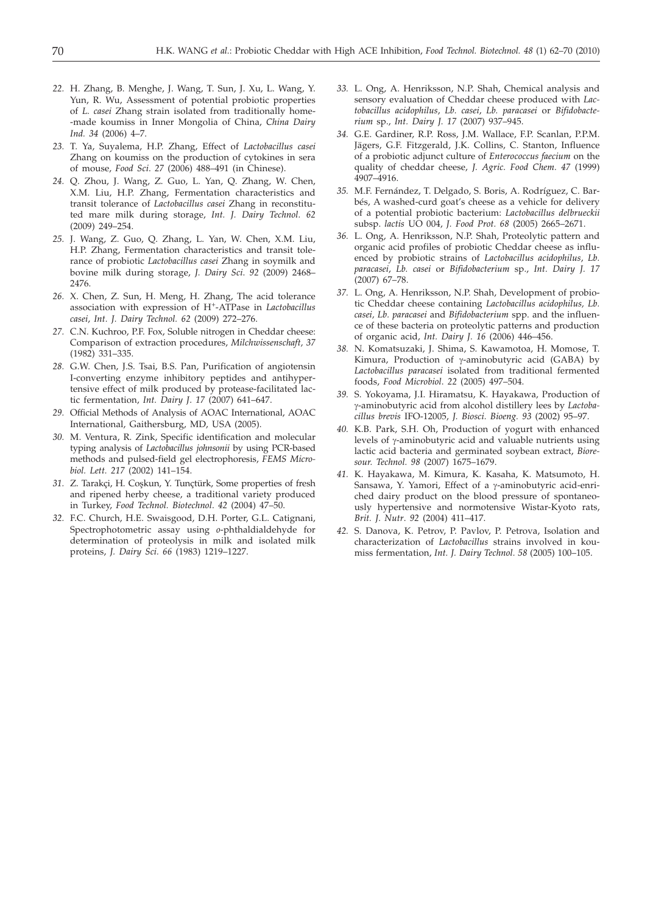22. H. Zhang, B. Menghe, J. Wang, T. Sun, J. Xu, L. Wang, Y. Yun, R. Wu, Assessment of potential probiotic properties of *L. casei* Zhang strain isolated from traditionally home-made koumiss in Inner Mongolia of China, *China Dairy Ind. 34* (2006) 4–7.

23. T. Ya, Suyalema, H.P. Zhang, Effect of *Lactobacillus casei* Zhang on koumiss on the production of cytokines in sera of mouse, *Food Sci. 27* (2006) 488–491 (in Chinese).

24. Q. Zhou, J. Wang, Z. Guo, L. Yan, Q. Zhang, W. Chen, X.M. Liu, H.P. Zhang, Fermentation characteristics and transit tolerance of *Lactobacillus casei* Zhang in reconstituted mare milk during storage, *Int. J. Dairy Technol. 62* (2009) 249–254.

25. J. Wang, Z. Guo, Q. Zhang, L. Yan, W. Chen, X.M. Liu, H.P. Zhang, Fermentation characteristics and transit tolerance of probiotic *Lactobacillus casei* Zhang in soymilk and bovine milk during storage, *J. Dairy Sci. 92* (2009) 2468–2476.

26. X. Chen, Z. Sun, H. Meng, H. Zhang, The acid tolerance association with expression of $H^+$-ATPase in *Lactobacillus casei*, *Int. J. Dairy Technol. 62* (2009) 272–276.

27. C.N. Kuchroo, P.F. Fox, Soluble nitrogen in Cheddar cheese: Comparison of extraction procedures, *Milchwissenschaft, 37* (1982) 331–335.

28. G.W. Chen, J.S. Tsai, B.S. Pan, Purification of angiotensin I-converting enzyme inhibitory peptides and antihypertensive effect of milk produced by protease-facilitated lactic fermentation, *Int. Dairy J. 17* (2007) 641–647.

29. Official Methods of Analysis of AOAC International, AOAC International, Gaithersburg, MD, USA (2005).

30. M. Ventura, R. Zink, Specific identification and molecular typing analysis of *Lactobacillus johnsonii* by using PCR-based methods and pulsed-field gel electrophoresis, *FEMS Microbiol. Lett. 217* (2002) 141–154.

31. Z. Tarakçi, H. Coşkun, Y. Tunçtürk, Some properties of fresh and ripened herby cheese, a traditional variety produced in Turkey, *Food Technol. Biotechnol. 42* (2004) 47–50.

32. F.C. Church, H.E. Swaisgood, D.H. Porter, G.L. Catignani, Spectrophotometric assay using *o*-phthaldialdehyde for determination of proteolysis in milk and isolated milk proteins, *J. Dairy Sci. 66* (1983) 1219–1227.

33. L. Ong, A. Henriksson, N.P. Shah, Chemical analysis and sensory evaluation of Cheddar cheese produced with *Lactobacillus acidophilus*, *Lb. casei*, *Lb. paracasei* or *Bifidobacterium* sp., *Int. Dairy J. 17* (2007) 937–945.

34. G.E. Gardiner, R.P. Ross, J.M. Wallace, F.P. Scanlan, P.P.M. Jägers, G.F. Fitzgerald, J.K. Collins, C. Stanton, Influence of a probiotic adjunct culture of *Enterococcus faecium* on the quality of cheddar cheese, *J. Agric. Food Chem. 47* (1999) 4907–4916.

35. M.F. Fernández, T. Delgado, S. Boris, A. Rodríguez, C. Barbés, A washed-curd goat's cheese as a vehicle for delivery of a potential probiotic bacterium: *Lactobacillus delbrueckii* subsp. *lactis* UO 004, *J. Food Prot. 68* (2005) 2665–2671.

36. L. Ong, A. Henriksson, N.P. Shah, Proteolytic pattern and organic acid profiles of probiotic Cheddar cheese as influenced by probiotic strains of *Lactobacillus acidophilus*, *Lb. paracasei*, *Lb. casei* or *Bifidobacterium* sp., *Int. Dairy J. 17* (2007) 67–78.

37. L. Ong, A. Henriksson, N.P. Shah, Development of probiotic Cheddar cheese containing *Lactobacillus acidophilus, Lb. casei, Lb. paracasei* and *Bifidobacterium* spp. and the influence of these bacteria on proteolytic patterns and production of organic acid, *Int. Dairy J. 16* (2006) 446–456.

38. N. Komatsuzaki, J. Shima, S. Kawamotoa, H. Momose, T. Kimura, Production of γ-aminobutyric acid (GABA) by *Lactobacillus paracasei* isolated from traditional fermented foods, *Food Microbiol. 22* (2005) 497–504.

39. S. Yokoyama, J.I. Hiramatsu, K. Hayakawa, Production of γ-aminobutyric acid from alcohol distillery lees by *Lactobacillus brevis* IFO-12005, *J. Biosci. Bioeng. 93* (2002) 95–97.

40. K.B. Park, S.H. Oh, Production of yogurt with enhanced levels of γ-aminobutyric acid and valuable nutrients using lactic acid bacteria and germinated soybean extract, *Bioresour. Technol. 98* (2007) 1675–1679.

41. K. Hayakawa, M. Kimura, K. Kasaha, K. Matsumoto, H. Sansawa, Y. Yamori, Effect of a γ-aminobutyric acid-enriched dairy product on the blood pressure of spontaneously hypertensive and normotensive Wistar-Kyoto rats, *Brit. J. Nutr. 92* (2004) 411–417.

42. S. Danova, K. Petrov, P. Pavlov, P. Petrova, Isolation and characterization of *Lactobacillus* strains involved in koumiss fermentation, *Int. J. Dairy Technol. 58* (2005) 100–105.